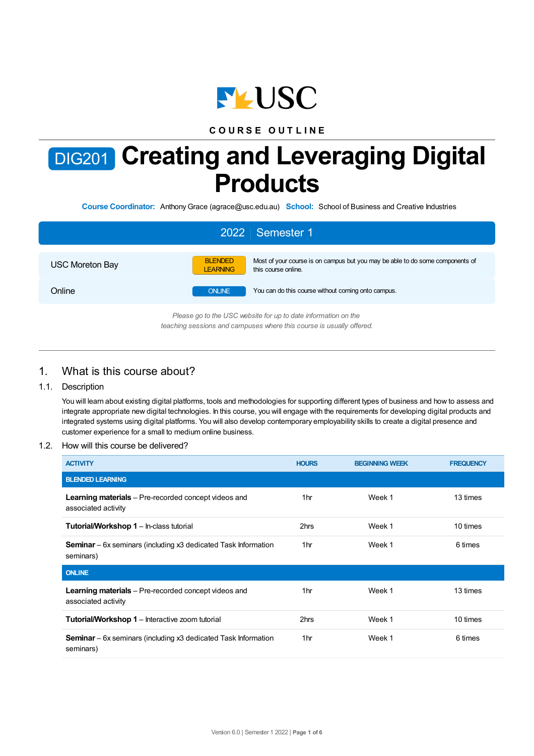COURSE OUTLINE

# DIG201 Creating and Leveraging Digital Products

**Course Coordinator:** Anthony Grace (agrace@usc.edu.au) **School:** School of Business and Creative Industries

## 2022 | Semester 1

| | | |
|---|---|---|
| USC Moreton Bay | BLENDED LEARNING | Most of your course is on campus but you may be able to do some components of this course online. |
| Online | ONLINE | You can do this course without coming onto campus. |

*Please go to the USC website for up to date information on the teaching sessions and campuses where this course is usually offered.*

## 1. What is this course about?

### 1.1. Description

You will learn about existing digital platforms, tools and methodologies for supporting different types of business and how to assess and integrate appropriate new digital technologies. In this course, you will engage with the requirements for developing digital products and integrated systems using digital platforms. You will also develop contemporary employability skills to create a digital presence and customer experience for a small to medium online business.

### 1.2. How will this course be delivered?

| ACTIVITY | HOURS | BEGINNING WEEK | FREQUENCY |
|---|---|---|---|
| **BLENDED LEARNING** | | | |
| **Learning materials** – Pre-recorded concept videos and associated activity | 1hr | Week 1 | 13 times |
| **Tutorial/Workshop 1** – In-class tutorial | 2hrs | Week 1 | 10 times |
| **Seminar** – 6x seminars (including x3 dedicated Task Information seminars) | 1hr | Week 1 | 6 times |
| **ONLINE** | | | |
| **Learning materials** – Pre-recorded concept videos and associated activity | 1hr | Week 1 | 13 times |
| **Tutorial/Workshop 1** – Interactive zoom tutorial | 2hrs | Week 1 | 10 times |
| **Seminar** – 6x seminars (including x3 dedicated Task Information seminars) | 1hr | Week 1 | 6 times |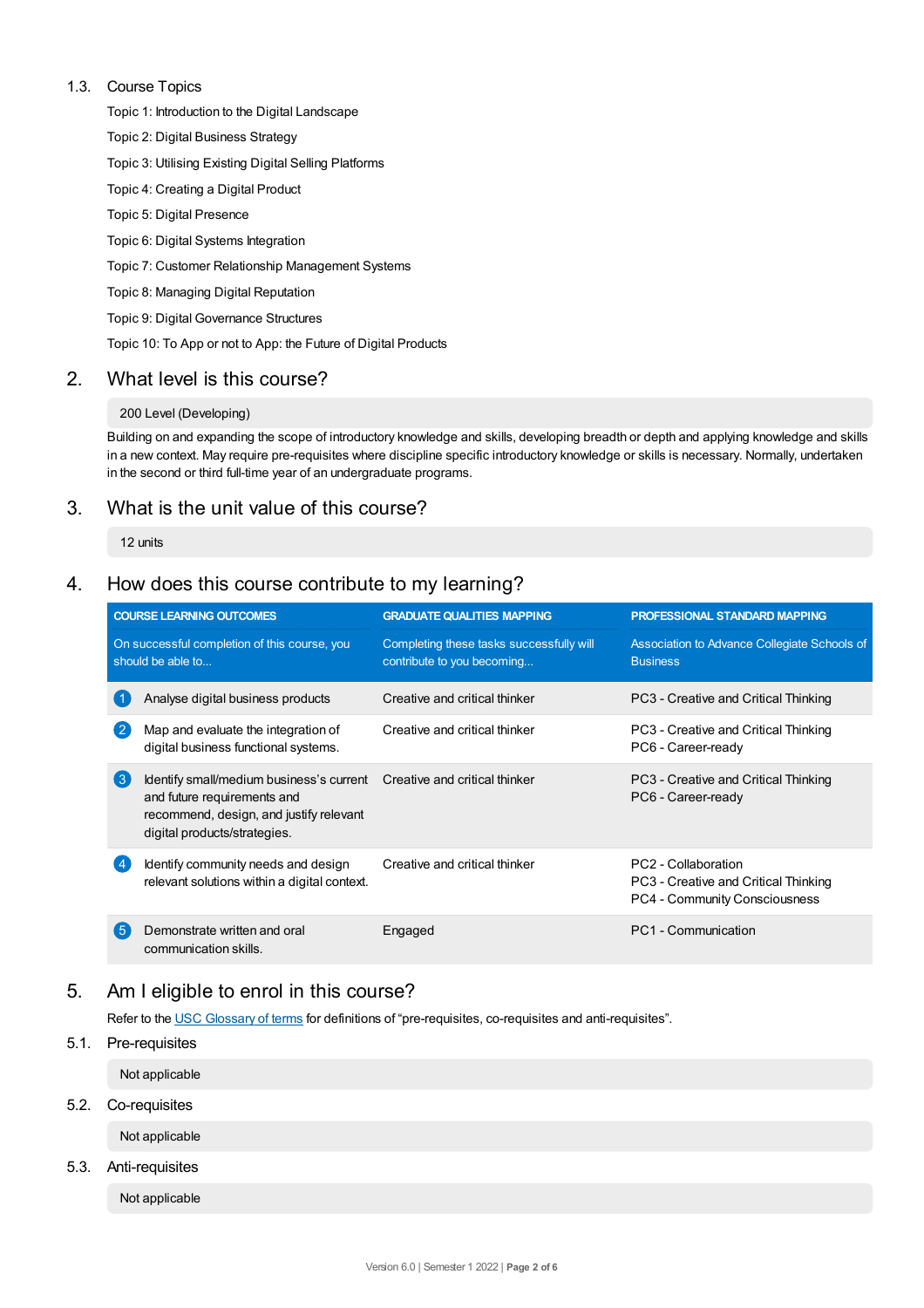### 1.3. Course Topics

Topic 1: Introduction to the Digital Landscape

Topic 2: Digital Business Strategy

Topic 3: Utilising Existing Digital Selling Platforms

Topic 4: Creating a Digital Product

Topic 5: Digital Presence

Topic 6: Digital Systems Integration

Topic 7: Customer Relationship Management Systems

Topic 8: Managing Digital Reputation

Topic 9: Digital Governance Structures

Topic 10: To App or not to App: the Future of Digital Products

## 2. What level is this course?

200 Level (Developing)

Building on and expanding the scope of introductory knowledge and skills, developing breadth or depth and applying knowledge and skills in a new context. May require pre-requisites where discipline specific introductory knowledge or skills is necessary. Normally, undertaken in the second or third full-time year of an undergraduate programs.

## 3. What is the unit value of this course?

12 units

## 4. How does this course contribute to my learning?

| COURSE LEARNING OUTCOMES | GRADUATE QUALITIES MAPPING | PROFESSIONAL STANDARD MAPPING |
|---|---|---|
| On successful completion of this course, you should be able to... | Completing these tasks successfully will contribute to you becoming... | Association to Advance Collegiate Schools of Business |
| 1 Analyse digital business products | Creative and critical thinker | PC3 - Creative and Critical Thinking |
| 2 Map and evaluate the integration of digital business functional systems. | Creative and critical thinker | PC3 - Creative and Critical Thinking<br>PC6 - Career-ready |
| 3 Identify small/medium business's current and future requirements and recommend, design, and justify relevant digital products/strategies. | Creative and critical thinker | PC3 - Creative and Critical Thinking<br>PC6 - Career-ready |
| 4 Identify community needs and design relevant solutions within a digital context. | Creative and critical thinker | PC2 - Collaboration<br>PC3 - Creative and Critical Thinking<br>PC4 - Community Consciousness |
| 5 Demonstrate written and oral communication skills. | Engaged | PC1 - Communication |

## 5. Am I eligible to enrol in this course?

Refer to the USC Glossary of terms for definitions of "pre-requisites, co-requisites and anti-requisites".

### 5.1. Pre-requisites

Not applicable

### 5.2. Co-requisites

Not applicable

### 5.3. Anti-requisites

Not applicable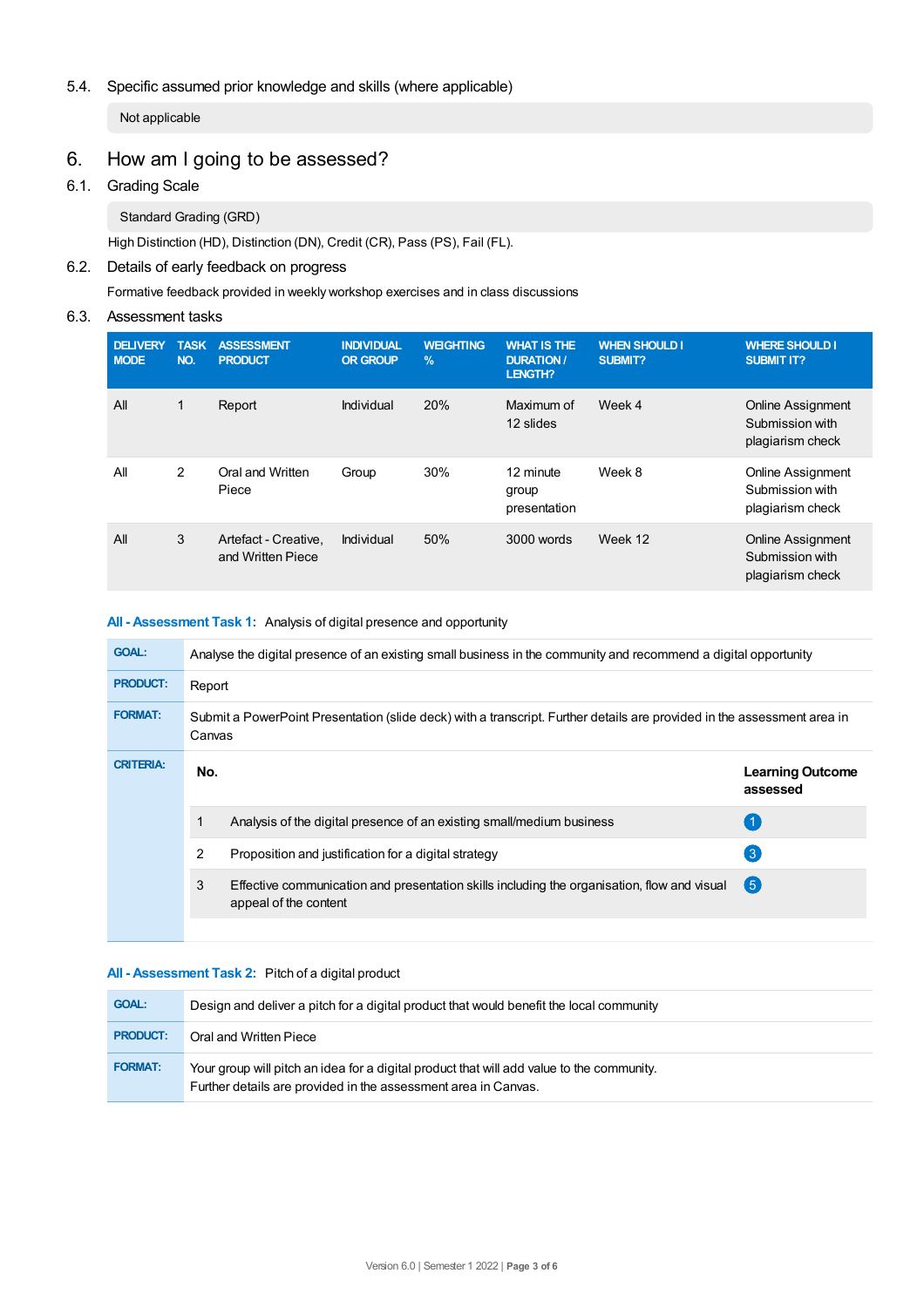### 5.4. Specific assumed prior knowledge and skills (where applicable)

Not applicable

## 6. How am I going to be assessed?

### 6.1. Grading Scale

Standard Grading (GRD)

High Distinction (HD), Distinction (DN), Credit (CR), Pass (PS), Fail (FL).

### 6.2. Details of early feedback on progress

Formative feedback provided in weekly workshop exercises and in class discussions

### 6.3. Assessment tasks

| DELIVERY MODE | TASK NO. | ASSESSMENT PRODUCT | INDIVIDUAL OR GROUP | WEIGHTING % | WHAT IS THE DURATION / LENGTH? | WHEN SHOULD I SUBMIT? | WHERE SHOULD I SUBMIT IT? |
|---|---|---|---|---|---|---|---|
| All | 1 | Report | Individual | 20% | Maximum of 12 slides | Week 4 | Online Assignment Submission with plagiarism check |
| All | 2 | Oral and Written Piece | Group | 30% | 12 minute group presentation | Week 8 | Online Assignment Submission with plagiarism check |
| All | 3 | Artefact - Creative, and Written Piece | Individual | 50% | 3000 words | Week 12 | Online Assignment Submission with plagiarism check |

**All - Assessment Task 1:** Analysis of digital presence and opportunity

| | |
|---|---|
| **GOAL:** | Analyse the digital presence of an existing small business in the community and recommend a digital opportunity |
| **PRODUCT:** | Report |
| **FORMAT:** | Submit a PowerPoint Presentation (slide deck) with a transcript. Further details are provided in the assessment area in Canvas |

**CRITERIA:**

| No. | | Learning Outcome assessed |
|---|---|---|
| 1 | Analysis of the digital presence of an existing small/medium business | 1 |
| 2 | Proposition and justification for a digital strategy | 3 |
| 3 | Effective communication and presentation skills including the organisation, flow and visual appeal of the content | 5 |

**All - Assessment Task 2:** Pitch of a digital product

| | |
|---|---|
| **GOAL:** | Design and deliver a pitch for a digital product that would benefit the local community |
| **PRODUCT:** | Oral and Written Piece |
| **FORMAT:** | Your group will pitch an idea for a digital product that will add value to the community.<br>Further details are provided in the assessment area in Canvas. |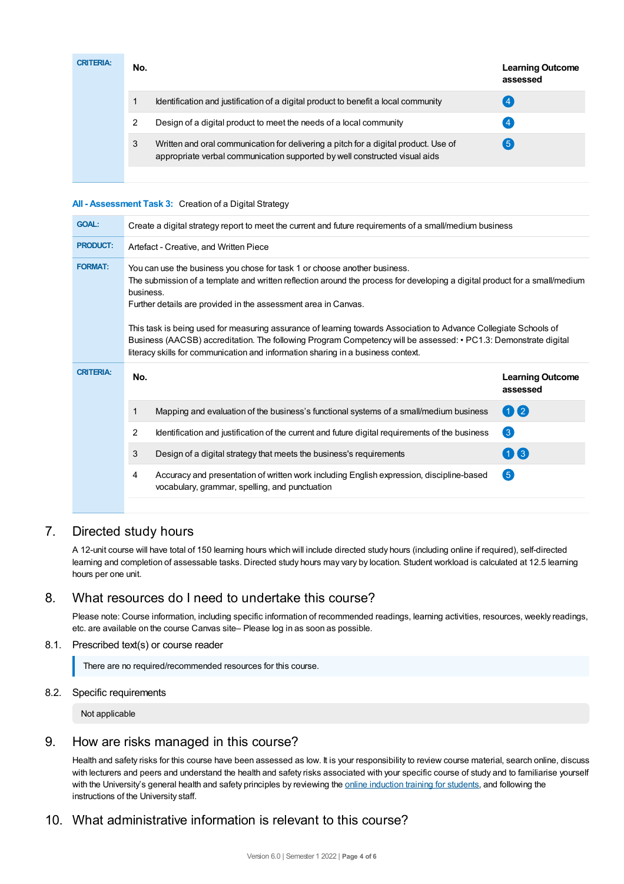**CRITERIA:**

| No. | | Learning Outcome assessed |
|---|---|---|
| 1 | Identification and justification of a digital product to benefit a local community | 4 |
| 2 | Design of a digital product to meet the needs of a local community | 4 |
| 3 | Written and oral communication for delivering a pitch for a digital product. Use of appropriate verbal communication supported by well constructed visual aids | 5 |

**All - Assessment Task 3:** Creation of a Digital Strategy

**GOAL:** Create a digital strategy report to meet the current and future requirements of a small/medium business

**PRODUCT:** Artefact - Creative, and Written Piece

**FORMAT:** You can use the business you chose for task 1 or choose another business.
The submission of a template and written reflection around the process for developing a digital product for a small/medium business.
Further details are provided in the assessment area in Canvas.

This task is being used for measuring assurance of learning towards Association to Advance Collegiate Schools of Business (AACSB) accreditation. The following Program Competency will be assessed: • PC1.3: Demonstrate digital literacy skills for communication and information sharing in a business context.

**CRITERIA:**

| No. | | Learning Outcome assessed |
|---|---|---|
| 1 | Mapping and evaluation of the business's functional systems of a small/medium business | 1 2 |
| 2 | Identification and justification of the current and future digital requirements of the business | 3 |
| 3 | Design of a digital strategy that meets the business's requirements | 1 3 |
| 4 | Accuracy and presentation of written work including English expression, discipline-based vocabulary, grammar, spelling, and punctuation | 5 |

## 7. Directed study hours

A 12-unit course will have total of 150 learning hours which will include directed study hours (including online if required), self-directed learning and completion of assessable tasks. Directed study hours may vary by location. Student workload is calculated at 12.5 learning hours per one unit.

## 8. What resources do I need to undertake this course?

Please note: Course information, including specific information of recommended readings, learning activities, resources, weekly readings, etc. are available on the course Canvas site– Please log in as soon as possible.

### 8.1. Prescribed text(s) or course reader

There are no required/recommended resources for this course.

### 8.2. Specific requirements

Not applicable

## 9. How are risks managed in this course?

Health and safety risks for this course have been assessed as low. It is your responsibility to review course material, search online, discuss with lecturers and peers and understand the health and safety risks associated with your specific course of study and to familiarise yourself with the University's general health and safety principles by reviewing the online induction training for students, and following the instructions of the University staff.

## 10. What administrative information is relevant to this course?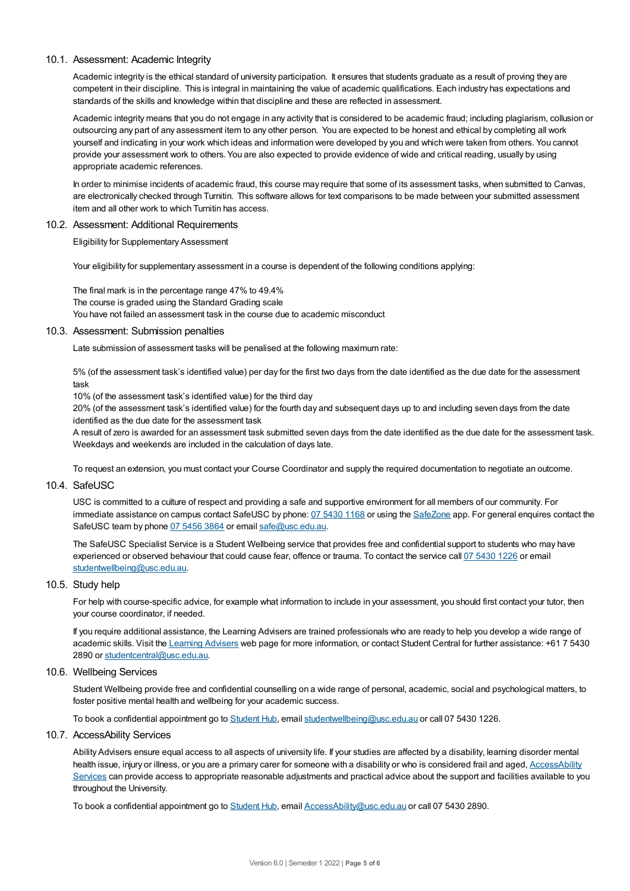### 10.1. Assessment: Academic Integrity

Academic integrity is the ethical standard of university participation. It ensures that students graduate as a result of proving they are competent in their discipline. This is integral in maintaining the value of academic qualifications. Each industry has expectations and standards of the skills and knowledge within that discipline and these are reflected in assessment.

Academic integrity means that you do not engage in any activity that is considered to be academic fraud; including plagiarism, collusion or outsourcing any part of any assessment item to any other person. You are expected to be honest and ethical by completing all work yourself and indicating in your work which ideas and information were developed by you and which were taken from others. You cannot provide your assessment work to others. You are also expected to provide evidence of wide and critical reading, usually by using appropriate academic references.

In order to minimise incidents of academic fraud, this course may require that some of its assessment tasks, when submitted to Canvas, are electronically checked through Turnitin. This software allows for text comparisons to be made between your submitted assessment item and all other work to which Turnitin has access.

### 10.2. Assessment: Additional Requirements

Eligibility for Supplementary Assessment

Your eligibility for supplementary assessment in a course is dependent of the following conditions applying:

The final mark is in the percentage range 47% to 49.4%
The course is graded using the Standard Grading scale
You have not failed an assessment task in the course due to academic misconduct

### 10.3. Assessment: Submission penalties

Late submission of assessment tasks will be penalised at the following maximum rate:

5% (of the assessment task's identified value) per day for the first two days from the date identified as the due date for the assessment task
10% (of the assessment task's identified value) for the third day
20% (of the assessment task's identified value) for the fourth day and subsequent days up to and including seven days from the date identified as the due date for the assessment task
A result of zero is awarded for an assessment task submitted seven days from the date identified as the due date for the assessment task. Weekdays and weekends are included in the calculation of days late.

To request an extension, you must contact your Course Coordinator and supply the required documentation to negotiate an outcome.

### 10.4. SafeUSC

USC is committed to a culture of respect and providing a safe and supportive environment for all members of our community. For immediate assistance on campus contact SafeUSC by phone: 07 5430 1168 or using the SafeZone app. For general enquires contact the SafeUSC team by phone 07 5456 3864 or email safe@usc.edu.au.

The SafeUSC Specialist Service is a Student Wellbeing service that provides free and confidential support to students who may have experienced or observed behaviour that could cause fear, offence or trauma. To contact the service call 07 5430 1226 or email studentwellbeing@usc.edu.au.

### 10.5. Study help

For help with course-specific advice, for example what information to include in your assessment, you should first contact your tutor, then your course coordinator, if needed.

If you require additional assistance, the Learning Advisers are trained professionals who are ready to help you develop a wide range of academic skills. Visit the Learning Advisers web page for more information, or contact Student Central for further assistance: +61 7 5430 2890 or studentcentral@usc.edu.au.

### 10.6. Wellbeing Services

Student Wellbeing provide free and confidential counselling on a wide range of personal, academic, social and psychological matters, to foster positive mental health and wellbeing for your academic success.

To book a confidential appointment go to Student Hub, email studentwellbeing@usc.edu.au or call 07 5430 1226.

### 10.7. AccessAbility Services

Ability Advisers ensure equal access to all aspects of university life. If your studies are affected by a disability, learning disorder mental health issue, injury or illness, or you are a primary carer for someone with a disability or who is considered frail and aged, AccessAbility Services can provide access to appropriate reasonable adjustments and practical advice about the support and facilities available to you throughout the University.

To book a confidential appointment go to Student Hub, email AccessAbility@usc.edu.au or call 07 5430 2890.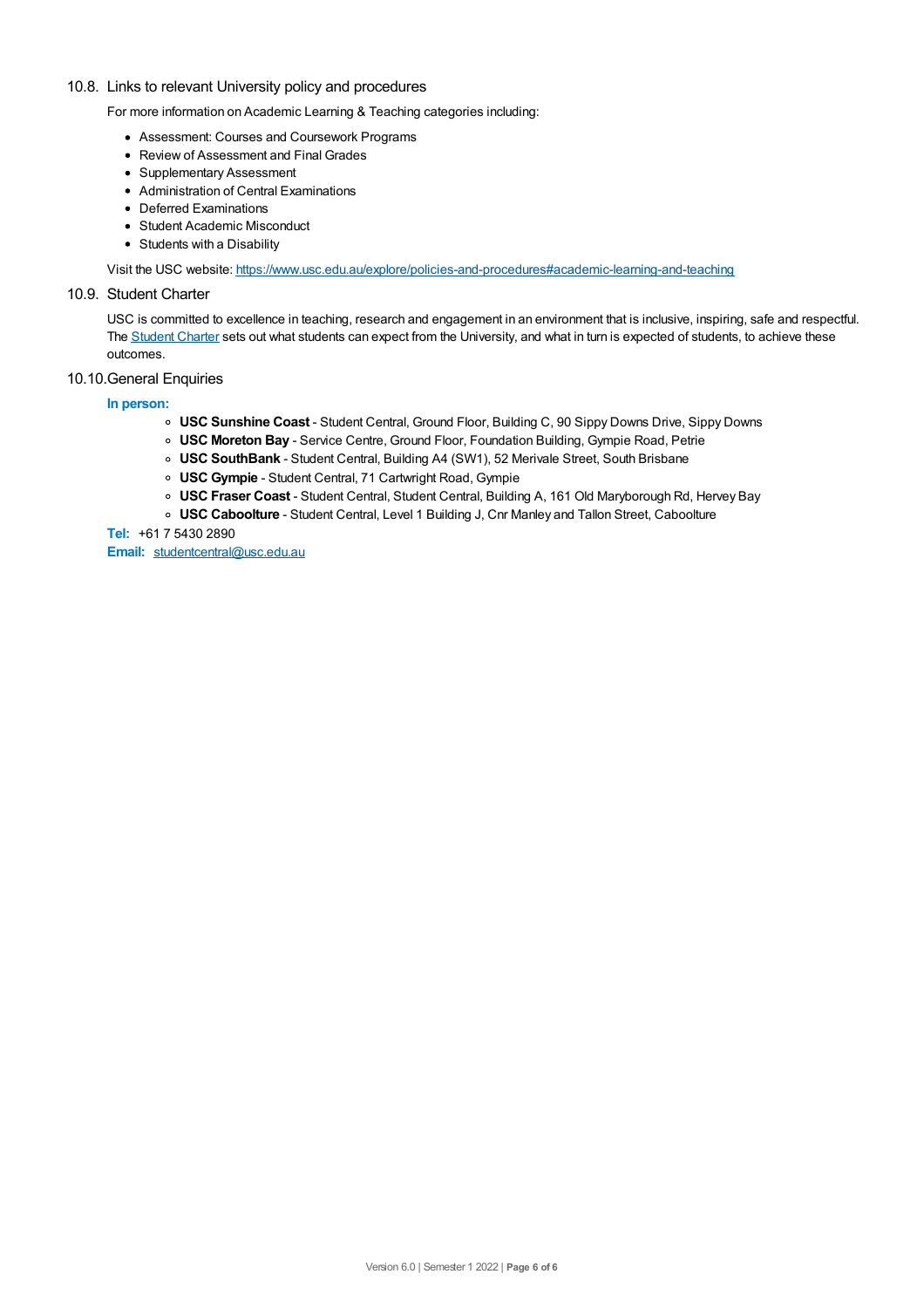### 10.8. Links to relevant University policy and procedures

For more information on Academic Learning & Teaching categories including:

- Assessment: Courses and Coursework Programs
- Review of Assessment and Final Grades
- Supplementary Assessment
- Administration of Central Examinations
- Deferred Examinations
- Student Academic Misconduct
- Students with a Disability

Visit the USC website: https://www.usc.edu.au/explore/policies-and-procedures#academic-learning-and-teaching

### 10.9. Student Charter

USC is committed to excellence in teaching, research and engagement in an environment that is inclusive, inspiring, safe and respectful. The Student Charter sets out what students can expect from the University, and what in turn is expected of students, to achieve these outcomes.

### 10.10. General Enquiries

**In person:**

- **USC Sunshine Coast** - Student Central, Ground Floor, Building C, 90 Sippy Downs Drive, Sippy Downs
- **USC Moreton Bay** - Service Centre, Ground Floor, Foundation Building, Gympie Road, Petrie
- **USC SouthBank** - Student Central, Building A4 (SW1), 52 Merivale Street, South Brisbane
- **USC Gympie** - Student Central, 71 Cartwright Road, Gympie
- **USC Fraser Coast** - Student Central, Student Central, Building A, 161 Old Maryborough Rd, Hervey Bay
- **USC Caboolture** - Student Central, Level 1 Building J, Cnr Manley and Tallon Street, Caboolture

**Tel:** +61 7 5430 2890

**Email:** studentcentral@usc.edu.au